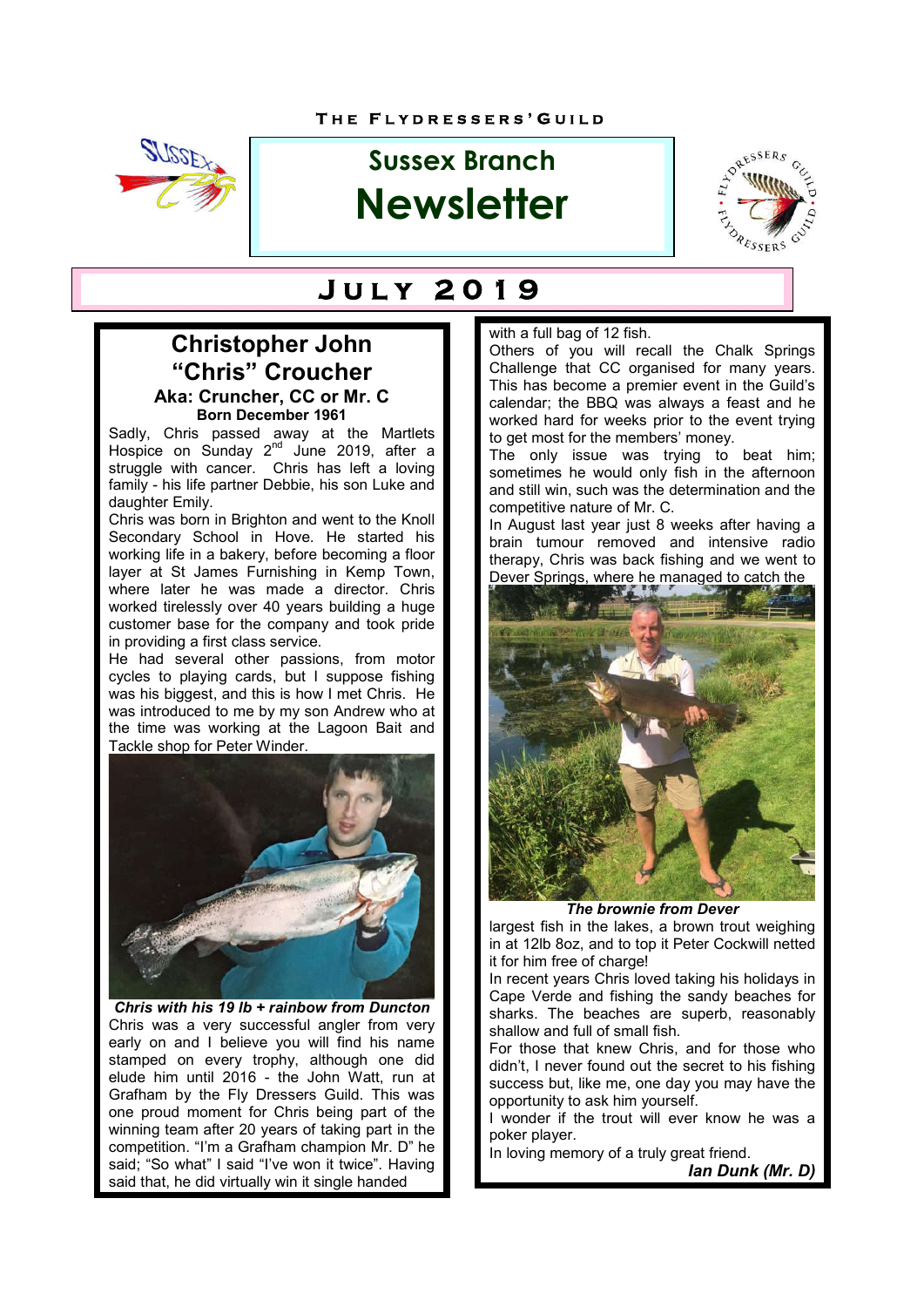THE FLYDRESSERS' GUILD

# Sussex Branch Newsletter

## July 2019

## Christopher John "Chris" Croucher

### Aka: Cruncher, CC or Mr. C

**Born December 1961**

Sadly, Chris passed away at the Martlets Hospice on Sunday 2nd June 2019, after a struggle with cancer. Chris has left a loving family - his life partner Debbie, his son Luke and daughter Emily.

Chris was born in Brighton and went to the Knoll Secondary School in Hove. He started his working life in a bakery, before becoming a floor layer at St James Furnishing in Kemp Town, where later he was made a director. Chris worked tirelessly over 40 years building a huge customer base for the company and took pride in providing a first class service.

He had several other passions, from motor cycles to playing cards, but I suppose fishing was his biggest, and this is how I met Chris. He was introduced to me by my son Andrew who at the time was working at the Lagoon Bait and Tackle shop for Peter Winder.

***Chris with his 19 lb + rainbow from Duncton***

Chris was a very successful angler from very early on and I believe you will find his name stamped on every trophy, although one did elude him until 2016 - the John Watt, run at Grafham by the Fly Dressers Guild. This was one proud moment for Chris being part of the winning team after 20 years of taking part in the competition. "I'm a Grafham champion Mr. D" he said; "So what" I said "I've won it twice". Having said that, he did virtually win it single handed with a full bag of 12 fish.

Others of you will recall the Chalk Springs Challenge that CC organised for many years. This has become a premier event in the Guild's calendar; the BBQ was always a feast and he worked hard for weeks prior to the event trying to get most for the members' money.

The only issue was trying to beat him; sometimes he would only fish in the afternoon and still win, such was the determination and the competitive nature of Mr. C.

In August last year just 8 weeks after having a brain tumour removed and intensive radio therapy, Chris was back fishing and we went to Dever Springs, where he managed to catch the largest fish in the lakes, a brown trout weighing in at 12lb 8oz, and to top it Peter Cockwill netted it for him free of charge!

***The brownie from Dever***

In recent years Chris loved taking his holidays in Cape Verde and fishing the sandy beaches for sharks. The beaches are superb, reasonably shallow and full of small fish.

For those that knew Chris, and for those who didn't, I never found out the secret to his fishing success but, like me, one day you may have the opportunity to ask him yourself.

I wonder if the trout will ever know he was a poker player.

In loving memory of a truly great friend.

***Ian Dunk (Mr. D)***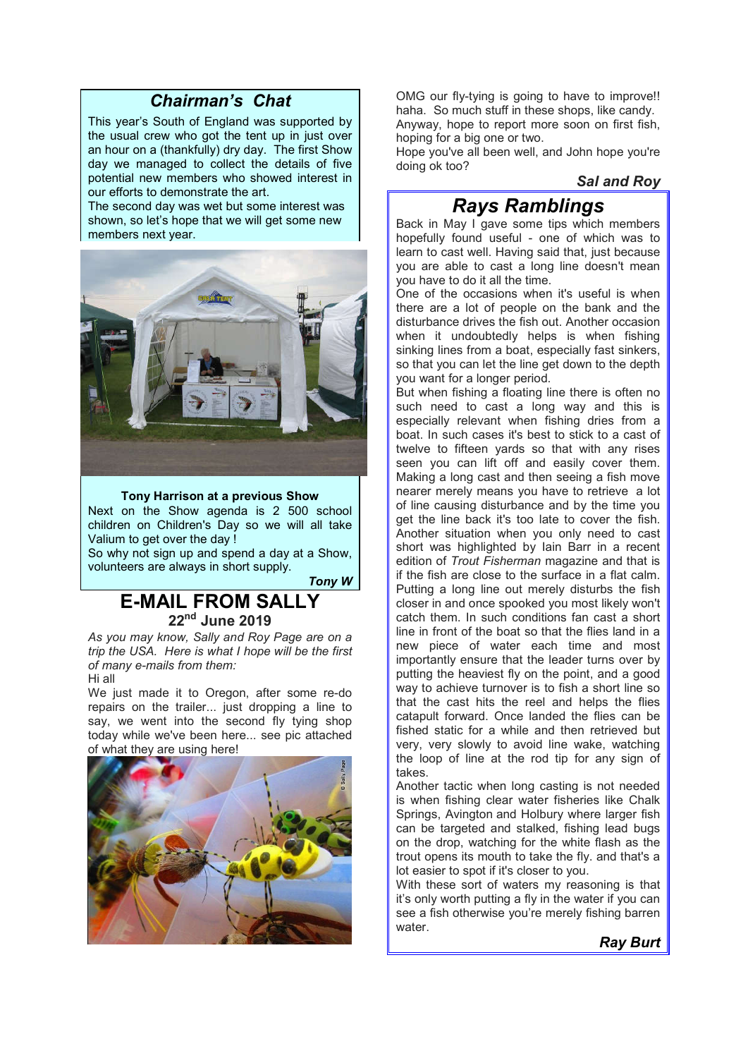## *Chairman's Chat*

This year's South of England was supported by the usual crew who got the tent up in just over an hour on a (thankfully) dry day. The first Show day we managed to collect the details of five potential new members who showed interest in our efforts to demonstrate the art.

The second day was wet but some interest was shown, so let's hope that we will get some new members next year.

**Tony Harrison at a previous Show**

Next on the Show agenda is 2 500 school children on Children's Day so we will all take Valium to get over the day !

So why not sign up and spend a day at a Show, volunteers are always in short supply.

***Tony W***

## E-MAIL FROM SALLY

**22nd June 2019**

*As you may know, Sally and Roy Page are on a trip the USA. Here is what I hope will be the first of many e-mails from them:*

Hi all

We just made it to Oregon, after some re-do repairs on the trailer... just dropping a line to say, we went into the second fly tying shop today while we've been here... see pic attached of what they are using here!

OMG our fly-tying is going to have to improve!! haha. So much stuff in these shops, like candy. Anyway, hope to report more soon on first fish, hoping for a big one or two.

Hope you've all been well, and John hope you're doing ok too?

***Sal and Roy***

## *Rays Ramblings*

Back in May I gave some tips which members hopefully found useful - one of which was to learn to cast well. Having said that, just because you are able to cast a long line doesn't mean you have to do it all the time.

One of the occasions when it's useful is when there are a lot of people on the bank and the disturbance drives the fish out. Another occasion when it undoubtedly helps is when fishing sinking lines from a boat, especially fast sinkers, so that you can let the line get down to the depth you want for a longer period.

But when fishing a floating line there is often no such need to cast a long way and this is especially relevant when fishing dries from a boat. In such cases it's best to stick to a cast of twelve to fifteen yards so that with any rises seen you can lift off and easily cover them. Making a long cast and then seeing a fish move nearer merely means you have to retrieve a lot of line causing disturbance and by the time you get the line back it's too late to cover the fish. Another situation when you only need to cast short was highlighted by Iain Barr in a recent edition of *Trout Fisherman* magazine and that is if the fish are close to the surface in a flat calm. Putting a long line out merely disturbs the fish closer in and once spooked you most likely won't catch them. In such conditions fan cast a short line in front of the boat so that the flies land in a new piece of water each time and most importantly ensure that the leader turns over by putting the heaviest fly on the point, and a good way to achieve turnover is to fish a short line so that the cast hits the reel and helps the flies catapult forward. Once landed the flies can be fished static for a while and then retrieved but very, very slowly to avoid line wake, watching the loop of line at the rod tip for any sign of takes.

Another tactic when long casting is not needed is when fishing clear water fisheries like Chalk Springs, Avington and Holbury where larger fish can be targeted and stalked, fishing lead bugs on the drop, watching for the white flash as the trout opens its mouth to take the fly. and that's a lot easier to spot if it's closer to you.

With these sort of waters my reasoning is that it's only worth putting a fly in the water if you can see a fish otherwise you're merely fishing barren water.

***Ray Burt***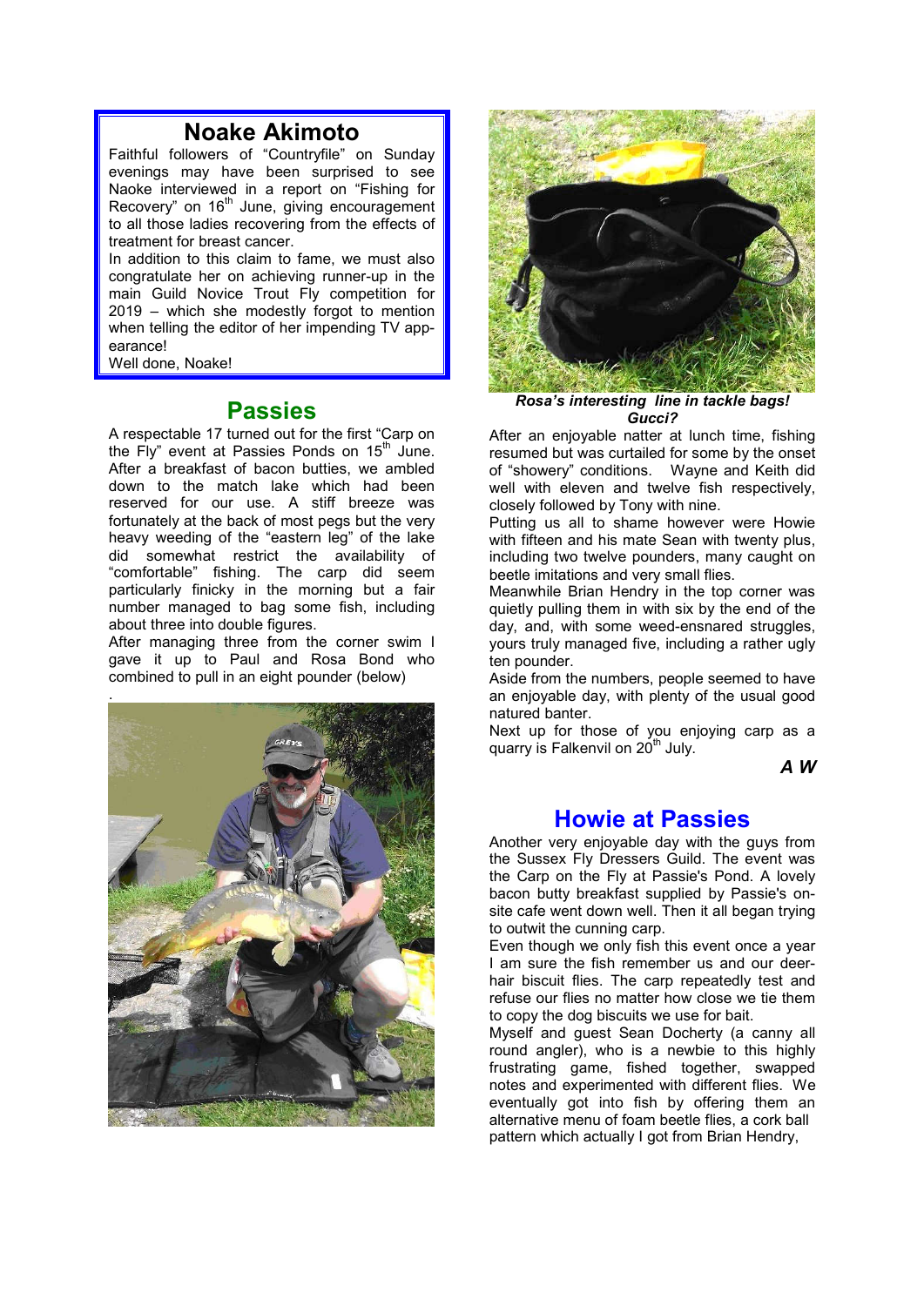## Noake Akimoto

Faithful followers of "Countryfile" on Sunday evenings may have been surprised to see Naoke interviewed in a report on "Fishing for Recovery" on 16th June, giving encouragement to all those ladies recovering from the effects of treatment for breast cancer.

In addition to this claim to fame, we must also congratulate her on achieving runner-up in the main Guild Novice Trout Fly competition for 2019 – which she modestly forgot to mention when telling the editor of her impending TV appearance!

Well done, Noake!

## Passies

A respectable 17 turned out for the first "Carp on the Fly" event at Passies Ponds on 15th June. After a breakfast of bacon butties, we ambled down to the match lake which had been reserved for our use. A stiff breeze was fortunately at the back of most pegs but the very heavy weeding of the "eastern leg" of the lake did somewhat restrict the availability of "comfortable" fishing. The carp did seem particularly finicky in the morning but a fair number managed to bag some fish, including about three into double figures.

After managing three from the corner swim I gave it up to Paul and Rosa Bond who combined to pull in an eight pounder (below)

.

***Rosa's interesting line in tackle bags! Gucci?***

After an enjoyable natter at lunch time, fishing resumed but was curtailed for some by the onset of "showery" conditions. Wayne and Keith did well with eleven and twelve fish respectively, closely followed by Tony with nine.

Putting us all to shame however were Howie with fifteen and his mate Sean with twenty plus, including two twelve pounders, many caught on beetle imitations and very small flies.

Meanwhile Brian Hendry in the top corner was quietly pulling them in with six by the end of the day, and, with some weed-ensnared struggles, yours truly managed five, including a rather ugly ten pounder.

Aside from the numbers, people seemed to have an enjoyable day, with plenty of the usual good natured banter.

Next up for those of you enjoying carp as a quarry is Falkenvil on 20th July.

***A W***

## Howie at Passies

Another very enjoyable day with the guys from the Sussex Fly Dressers Guild. The event was the Carp on the Fly at Passie's Pond. A lovely bacon butty breakfast supplied by Passie's on-site cafe went down well. Then it all began trying to outwit the cunning carp.

Even though we only fish this event once a year I am sure the fish remember us and our deer-hair biscuit flies. The carp repeatedly test and refuse our flies no matter how close we tie them to copy the dog biscuits we use for bait.

Myself and guest Sean Docherty (a canny all round angler), who is a newbie to this highly frustrating game, fished together, swapped notes and experimented with different flies. We eventually got into fish by offering them an alternative menu of foam beetle flies, a cork ball pattern which actually I got from Brian Hendry,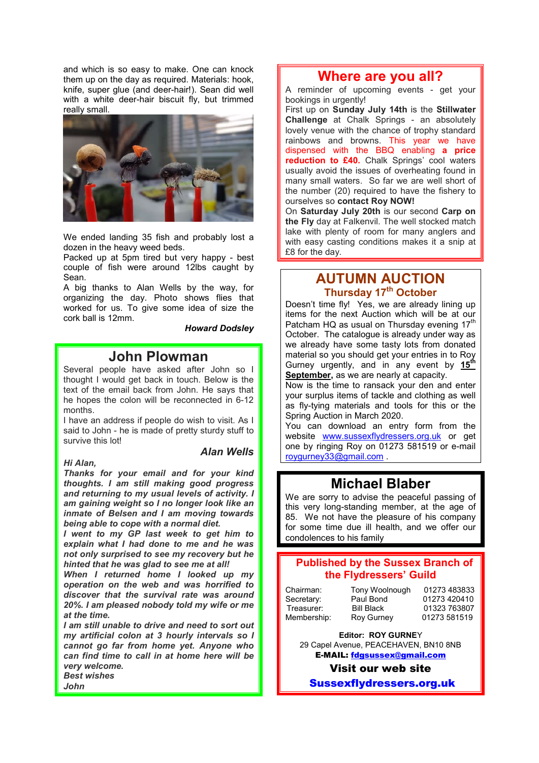and which is so easy to make. One can knock them up on the day as required. Materials: hook, knife, super glue (and deer-hair!). Sean did well with a white deer-hair biscuit fly, but trimmed really small.

We ended landing 35 fish and probably lost a dozen in the heavy weed beds.

Packed up at 5pm tired but very happy - best couple of fish were around 12lbs caught by Sean.

A big thanks to Alan Wells by the way, for organizing the day. Photo shows flies that worked for us. To give some idea of size the cork ball is 12mm.

***Howard Dodsley***

## John Plowman

Several people have asked after John so I thought I would get back in touch. Below is the text of the email back from John. He says that he hopes the colon will be reconnected in 6-12 months.

I have an address if people do wish to visit. As I said to John - he is made of pretty sturdy stuff to survive this lot!

***Alan Wells***

***Hi Alan,***

***Thanks for your email and for your kind thoughts. I am still making good progress and returning to my usual levels of activity. I am gaining weight so I no longer look like an inmate of Belsen and I am moving towards being able to cope with a normal diet.***

***I went to my GP last week to get him to explain what I had done to me and he was not only surprised to see my recovery but he hinted that he was glad to see me at all!***

***When I returned home I looked up my operation on the web and was horrified to discover that the survival rate was around 20%. I am pleased nobody told my wife or me at the time.***

***I am still unable to drive and need to sort out my artificial colon at 3 hourly intervals so I cannot go far from home yet. Anyone who can find time to call in at home here will be very welcome.***

***Best wishes***

***John***

## Where are you all?

A reminder of upcoming events - get your bookings in urgently!

First up on **Sunday July 14th** is the **Stillwater Challenge** at Chalk Springs - an absolutely lovely venue with the chance of trophy standard rainbows and browns. This year we have dispensed with the BBQ enabling **a price reduction to £40.** Chalk Springs' cool waters usually avoid the issues of overheating found in many small waters. So far we are well short of the number (20) required to have the fishery to ourselves so **contact Roy NOW!**

On **Saturday July 20th** is our second **Carp on the Fly** day at Falkenvil. The well stocked match lake with plenty of room for many anglers and with easy casting conditions makes it a snip at £8 for the day.

## AUTUMN AUCTION

### Thursday 17th October

Doesn't time fly! Yes, we are already lining up items for the next Auction which will be at our Patcham HQ as usual on Thursday evening 17th October. The catalogue is already under way as we already have some tasty lots from donated material so you should get your entries in to Roy Gurney urgently, and in any event by **15th September,** as we are nearly at capacity.

Now is the time to ransack your den and enter your surplus items of tackle and clothing as well as fly-tying materials and tools for this or the Spring Auction in March 2020.

You can download an entry form from the website www.sussexflydressers.org.uk or get one by ringing Roy on 01273 581519 or e-mail roygurney33@gmail.com .

## Michael Blaber

We are sorry to advise the peaceful passing of this very long-standing member, at the age of 85. We not have the pleasure of his company for some time due ill health, and we offer our condolences to his family

## Published by the Sussex Branch of the Flydressers' Guild

| | | |
|---|---|---|
| Chairman: | Tony Woolnough | 01273 483833 |
| Secretary: | Paul Bond | 01273 420410 |
| Treasurer: | Bill Black | 01323 763807 |
| Membership: | Roy Gurney | 01273 581519 |

**Editor: ROY GURNEY**

29 Capel Avenue, PEACEHAVEN, BN10 8NB

**E-MAIL: fdgsussex@gmail.com**

**Visit our web site**

**Sussexflydressers.org.uk**